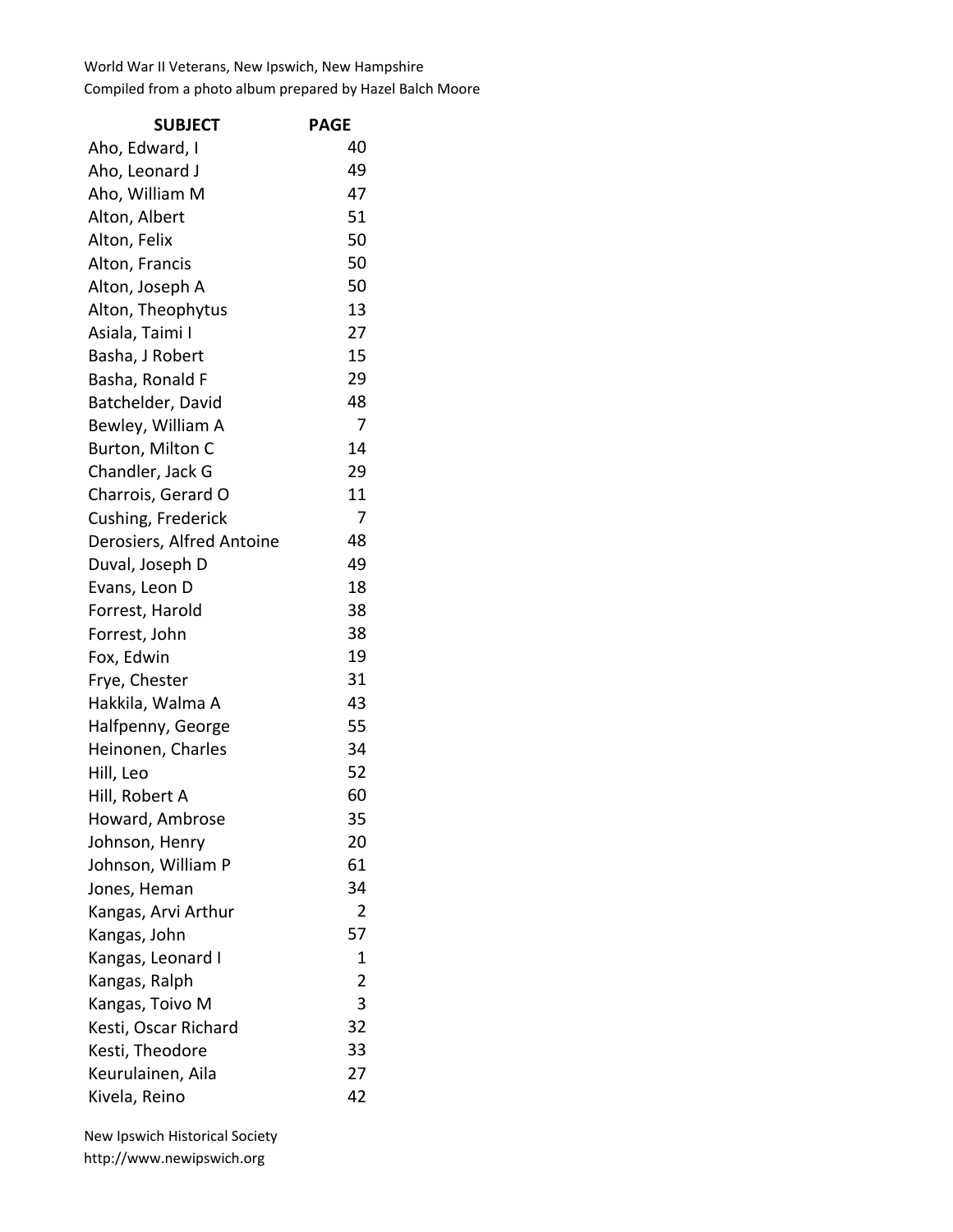World War II Veterans, New Ipswich, New Hampshire
Compiled from a photo album prepared by Hazel Balch Moore

| SUBJECT | PAGE |
|---|---|
| Aho, Edward, I | 40 |
| Aho, Leonard J | 49 |
| Aho, William M | 47 |
| Alton, Albert | 51 |
| Alton, Felix | 50 |
| Alton, Francis | 50 |
| Alton, Joseph A | 50 |
| Alton, Theophytus | 13 |
| Asiala, Taimi I | 27 |
| Basha, J Robert | 15 |
| Basha, Ronald F | 29 |
| Batchelder, David | 48 |
| Bewley, William A | 7 |
| Burton, Milton C | 14 |
| Chandler, Jack G | 29 |
| Charrois, Gerard O | 11 |
| Cushing, Frederick | 7 |
| Derosiers, Alfred Antoine | 48 |
| Duval, Joseph D | 49 |
| Evans, Leon D | 18 |
| Forrest, Harold | 38 |
| Forrest, John | 38 |
| Fox, Edwin | 19 |
| Frye, Chester | 31 |
| Hakkila, Walma A | 43 |
| Halfpenny, George | 55 |
| Heinonen, Charles | 34 |
| Hill, Leo | 52 |
| Hill, Robert A | 60 |
| Howard, Ambrose | 35 |
| Johnson, Henry | 20 |
| Johnson, William P | 61 |
| Jones, Heman | 34 |
| Kangas, Arvi Arthur | 2 |
| Kangas, John | 57 |
| Kangas, Leonard I | 1 |
| Kangas, Ralph | 2 |
| Kangas, Toivo M | 3 |
| Kesti, Oscar Richard | 32 |
| Kesti, Theodore | 33 |
| Keurulainen, Aila | 27 |
| Kivela, Reino | 42 |

New Ipswich Historical Society
http://www.newipswich.org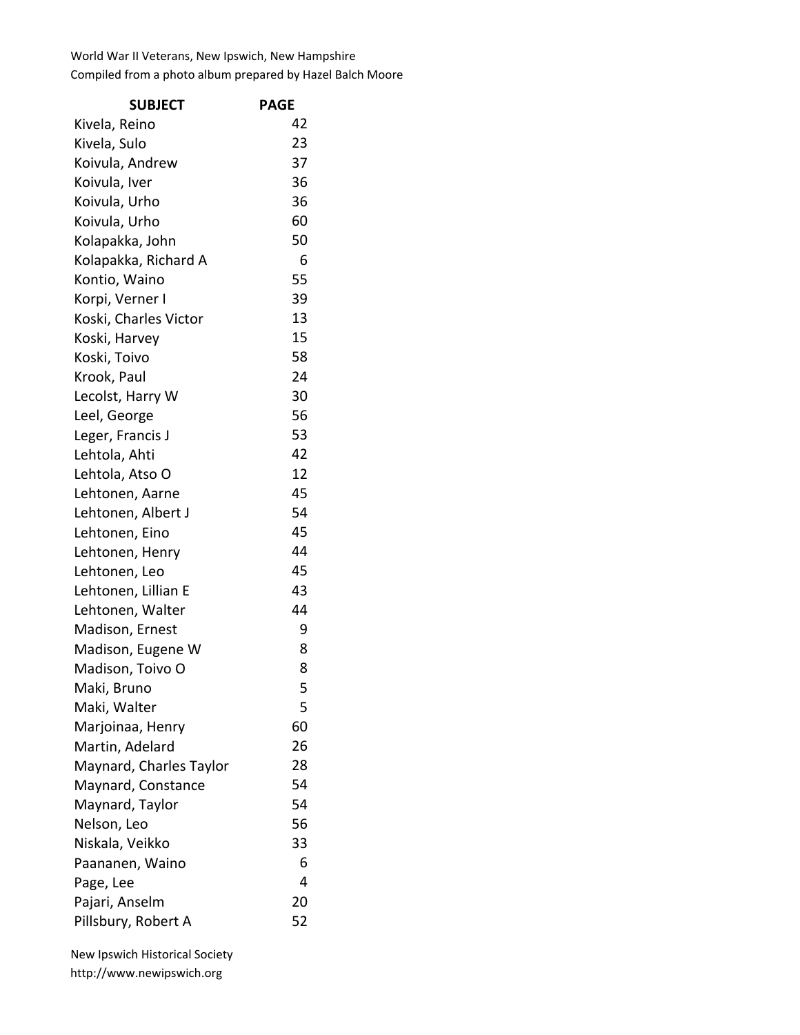World War II Veterans, New Ipswich, New Hampshire
Compiled from a photo album prepared by Hazel Balch Moore

| SUBJECT | PAGE |
|---|---|
| Kivela, Reino | 42 |
| Kivela, Sulo | 23 |
| Koivula, Andrew | 37 |
| Koivula, Iver | 36 |
| Koivula, Urho | 36 |
| Koivula, Urho | 60 |
| Kolapakka, John | 50 |
| Kolapakka, Richard A | 6 |
| Kontio, Waino | 55 |
| Korpi, Verner I | 39 |
| Koski, Charles Victor | 13 |
| Koski, Harvey | 15 |
| Koski, Toivo | 58 |
| Krook, Paul | 24 |
| Lecolst, Harry W | 30 |
| Leel, George | 56 |
| Leger, Francis J | 53 |
| Lehtola, Ahti | 42 |
| Lehtola, Atso O | 12 |
| Lehtonen, Aarne | 45 |
| Lehtonen, Albert J | 54 |
| Lehtonen, Eino | 45 |
| Lehtonen, Henry | 44 |
| Lehtonen, Leo | 45 |
| Lehtonen, Lillian E | 43 |
| Lehtonen, Walter | 44 |
| Madison, Ernest | 9 |
| Madison, Eugene W | 8 |
| Madison, Toivo O | 8 |
| Maki, Bruno | 5 |
| Maki, Walter | 5 |
| Marjoinaa, Henry | 60 |
| Martin, Adelard | 26 |
| Maynard, Charles Taylor | 28 |
| Maynard, Constance | 54 |
| Maynard, Taylor | 54 |
| Nelson, Leo | 56 |
| Niskala, Veikko | 33 |
| Paananen, Waino | 6 |
| Page, Lee | 4 |
| Pajari, Anselm | 20 |
| Pillsbury, Robert A | 52 |

New Ipswich Historical Society
http://www.newipswich.org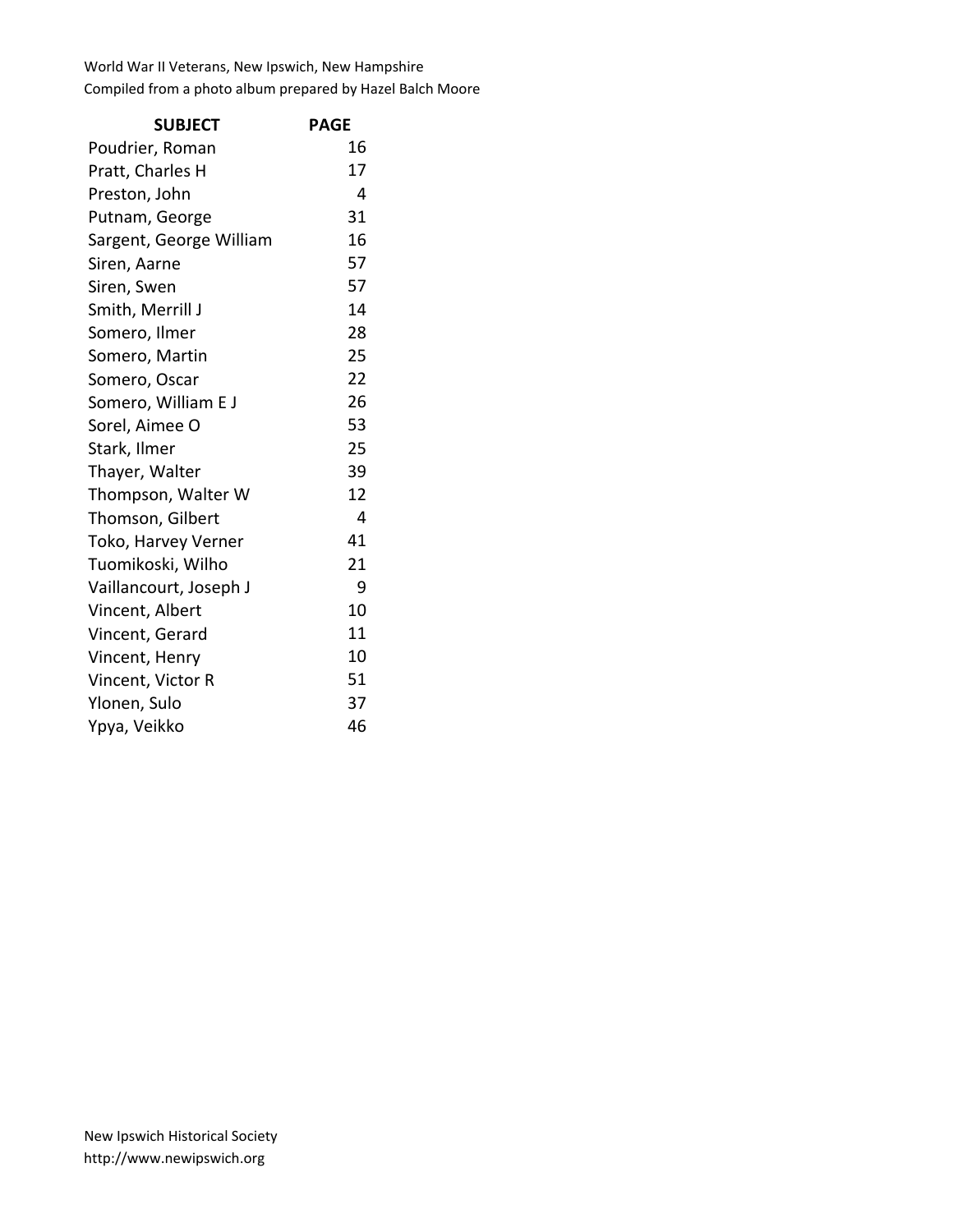World War II Veterans, New Ipswich, New Hampshire
Compiled from a photo album prepared by Hazel Balch Moore

| SUBJECT | PAGE |
|---|---|
| Poudrier, Roman | 16 |
| Pratt, Charles H | 17 |
| Preston, John | 4 |
| Putnam, George | 31 |
| Sargent, George William | 16 |
| Siren, Aarne | 57 |
| Siren, Swen | 57 |
| Smith, Merrill J | 14 |
| Somero, Ilmer | 28 |
| Somero, Martin | 25 |
| Somero, Oscar | 22 |
| Somero, William E J | 26 |
| Sorel, Aimee O | 53 |
| Stark, Ilmer | 25 |
| Thayer, Walter | 39 |
| Thompson, Walter W | 12 |
| Thomson, Gilbert | 4 |
| Toko, Harvey Verner | 41 |
| Tuomikoski, Wilho | 21 |
| Vaillancourt, Joseph J | 9 |
| Vincent, Albert | 10 |
| Vincent, Gerard | 11 |
| Vincent, Henry | 10 |
| Vincent, Victor R | 51 |
| Ylonen, Sulo | 37 |
| Ypya, Veikko | 46 |

New Ipswich Historical Society
http://www.newipswich.org